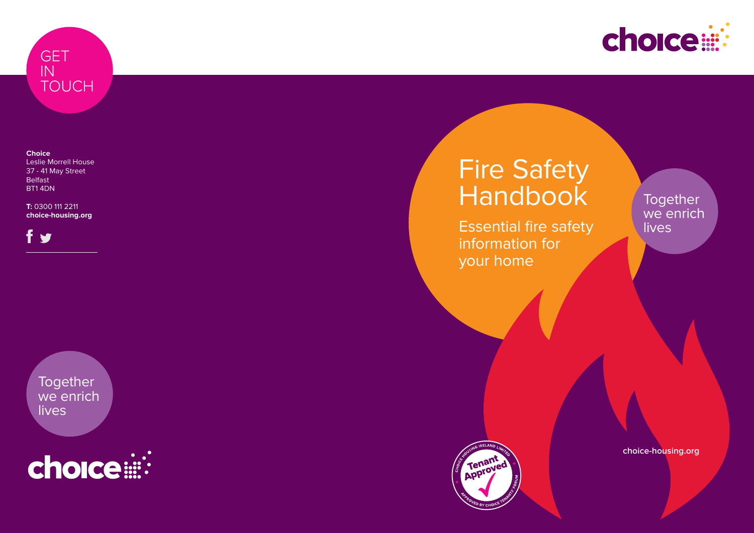# Fire Safety Handbook

Essential fire safety information for your home

Together we enrich lives

choice-housing.org

Tenant Approved — Approved by Choice Tenants Forum — Choice Housing Ireland Limited

## GET IN TOUCH

**Choice**
Leslie Morrell House
37 - 41 May Street
Belfast
BT1 4DN

**T:** 0300 111 2211
**choice-housing.org**

Together we enrich lives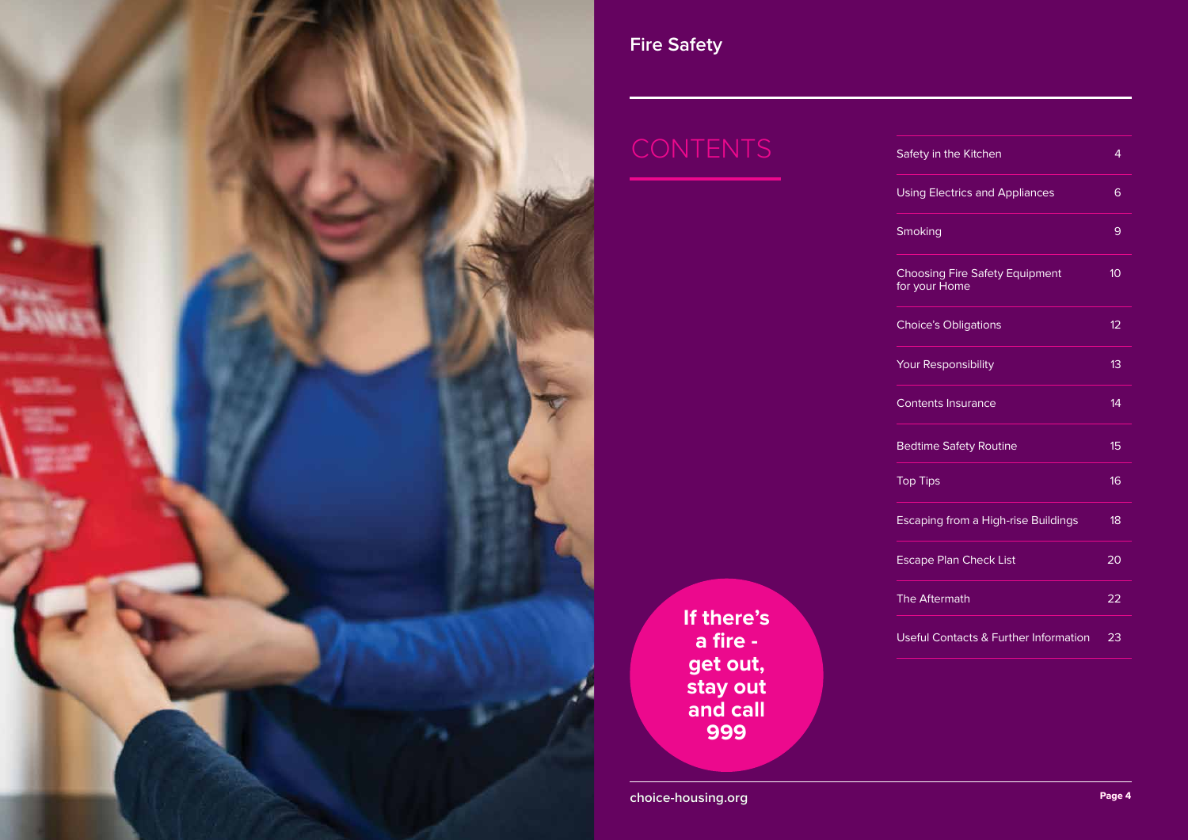# CONTENTS

| Section | Page |
| --- | --- |
| Safety in the Kitchen | 4 |
| Using Electrics and Appliances | 6 |
| Smoking | 9 |
| Choosing Fire Safety Equipment for your Home | 10 |
| Choice's Obligations | 12 |
| Your Responsibility | 13 |
| Contents Insurance | 14 |
| Bedtime Safety Routine | 15 |
| Top Tips | 16 |
| Escaping from a High-rise Buildings | 18 |
| Escape Plan Check List | 20 |
| The Aftermath | 22 |
| Useful Contacts & Further Information | 23 |

**If there's a fire - get out, stay out and call 999**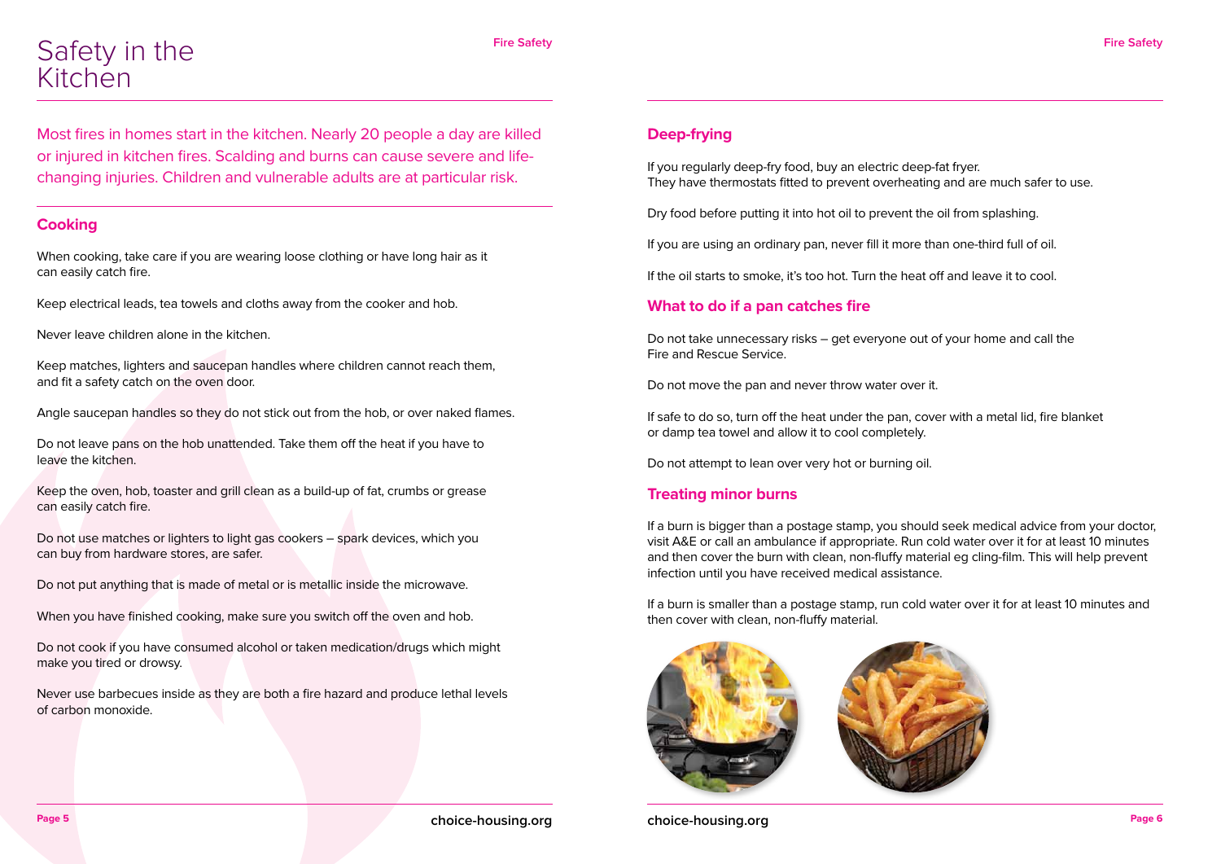# Safety in the Kitchen

Most fires in homes start in the kitchen. Nearly 20 people a day are killed or injured in kitchen fires. Scalding and burns can cause severe and life-changing injuries. Children and vulnerable adults are at particular risk.

## Cooking

When cooking, take care if you are wearing loose clothing or have long hair as it can easily catch fire.

Keep electrical leads, tea towels and cloths away from the cooker and hob.

Never leave children alone in the kitchen.

Keep matches, lighters and saucepan handles where children cannot reach them, and fit a safety catch on the oven door.

Angle saucepan handles so they do not stick out from the hob, or over naked flames.

Do not leave pans on the hob unattended. Take them off the heat if you have to leave the kitchen.

Keep the oven, hob, toaster and grill clean as a build-up of fat, crumbs or grease can easily catch fire.

Do not use matches or lighters to light gas cookers – spark devices, which you can buy from hardware stores, are safer.

Do not put anything that is made of metal or is metallic inside the microwave.

When you have finished cooking, make sure you switch off the oven and hob.

Do not cook if you have consumed alcohol or taken medication/drugs which might make you tired or drowsy.

Never use barbecues inside as they are both a fire hazard and produce lethal levels of carbon monoxide.

## Deep-frying

If you regularly deep-fry food, buy an electric deep-fat fryer. They have thermostats fitted to prevent overheating and are much safer to use.

Dry food before putting it into hot oil to prevent the oil from splashing.

If you are using an ordinary pan, never fill it more than one-third full of oil.

If the oil starts to smoke, it's too hot. Turn the heat off and leave it to cool.

## What to do if a pan catches fire

Do not take unnecessary risks – get everyone out of your home and call the Fire and Rescue Service.

Do not move the pan and never throw water over it.

If safe to do so, turn off the heat under the pan, cover with a metal lid, fire blanket or damp tea towel and allow it to cool completely.

Do not attempt to lean over very hot or burning oil.

## Treating minor burns

If a burn is bigger than a postage stamp, you should seek medical advice from your doctor, visit A&E or call an ambulance if appropriate. Run cold water over it for at least 10 minutes and then cover the burn with clean, non-fluffy material eg cling-film. This will help prevent infection until you have received medical assistance.

If a burn is smaller than a postage stamp, run cold water over it for at least 10 minutes and then cover with clean, non-fluffy material.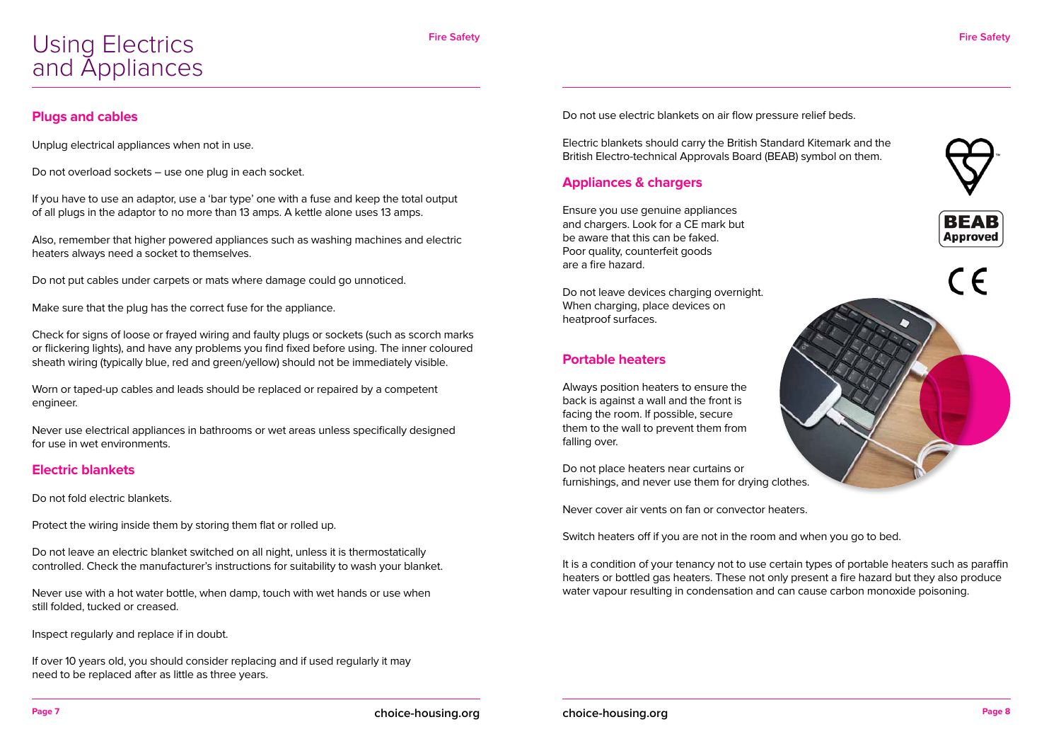# Using Electrics and Appliances

## Plugs and cables

Unplug electrical appliances when not in use.

Do not overload sockets – use one plug in each socket.

If you have to use an adaptor, use a 'bar type' one with a fuse and keep the total output of all plugs in the adaptor to no more than 13 amps. A kettle alone uses 13 amps.

Also, remember that higher powered appliances such as washing machines and electric heaters always need a socket to themselves.

Do not put cables under carpets or mats where damage could go unnoticed.

Make sure that the plug has the correct fuse for the appliance.

Check for signs of loose or frayed wiring and faulty plugs or sockets (such as scorch marks or flickering lights), and have any problems you find fixed before using. The inner coloured sheath wiring (typically blue, red and green/yellow) should not be immediately visible.

Worn or taped-up cables and leads should be replaced or repaired by a competent engineer.

Never use electrical appliances in bathrooms or wet areas unless specifically designed for use in wet environments.

## Electric blankets

Do not fold electric blankets.

Protect the wiring inside them by storing them flat or rolled up.

Do not leave an electric blanket switched on all night, unless it is thermostatically controlled. Check the manufacturer's instructions for suitability to wash your blanket.

Never use with a hot water bottle, when damp, touch with wet hands or use when still folded, tucked or creased.

Inspect regularly and replace if in doubt.

If over 10 years old, you should consider replacing and if used regularly it may need to be replaced after as little as three years.

Do not use electric blankets on air flow pressure relief beds.

Electric blankets should carry the British Standard Kitemark and the British Electro-technical Approvals Board (BEAB) symbol on them.

BEAB Approved

CE

## Appliances & chargers

Ensure you use genuine appliances and chargers. Look for a CE mark but be aware that this can be faked. Poor quality, counterfeit goods are a fire hazard.

Do not leave devices charging overnight. When charging, place devices on heatproof surfaces.

## Portable heaters

Always position heaters to ensure the back is against a wall and the front is facing the room. If possible, secure them to the wall to prevent them from falling over.

Do not place heaters near curtains or furnishings, and never use them for drying clothes.

Never cover air vents on fan or convector heaters.

Switch heaters off if you are not in the room and when you go to bed.

It is a condition of your tenancy not to use certain types of portable heaters such as paraffin heaters or bottled gas heaters. These not only present a fire hazard but they also produce water vapour resulting in condensation and can cause carbon monoxide poisoning.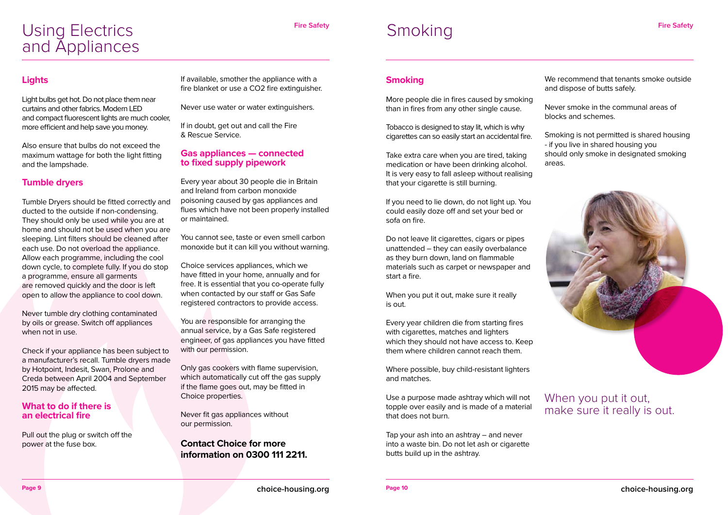# Using Electrics and Appliances

## Lights

Light bulbs get hot. Do not place them near curtains and other fabrics. Modern LED and compact fluorescent lights are much cooler, more efficient and help save you money.

Also ensure that bulbs do not exceed the maximum wattage for both the light fitting and the lampshade.

## Tumble dryers

Tumble Dryers should be fitted correctly and ducted to the outside if non-condensing. They should only be used while you are at home and should not be used when you are sleeping. Lint filters should be cleaned after each use. Do not overload the appliance. Allow each programme, including the cool down cycle, to complete fully. If you do stop a programme, ensure all garments are removed quickly and the door is left open to allow the appliance to cool down.

Never tumble dry clothing contaminated by oils or grease. Switch off appliances when not in use.

Check if your appliance has been subject to a manufacturer's recall. Tumble dryers made by Hotpoint, Indesit, Swan, Prolone and Creda between April 2004 and September 2015 may be affected.

## What to do if there is an electrical fire

Pull out the plug or switch off the power at the fuse box.

If available, smother the appliance with a fire blanket or use a $CO_2$ fire extinguisher.

Never use water or water extinguishers.

If in doubt, get out and call the Fire & Rescue Service.

## Gas appliances — connected to fixed supply pipework

Every year about 30 people die in Britain and Ireland from carbon monoxide poisoning caused by gas appliances and flues which have not been properly installed or maintained.

You cannot see, taste or even smell carbon monoxide but it can kill you without warning.

Choice services appliances, which we have fitted in your home, annually and for free. It is essential that you co-operate fully when contacted by our staff or Gas Safe registered contractors to provide access.

You are responsible for arranging the annual service, by a Gas Safe registered engineer, of gas appliances you have fitted with our permission.

Only gas cookers with flame supervision, which automatically cut off the gas supply if the flame goes out, may be fitted in Choice properties.

Never fit gas appliances without our permission.

**Contact Choice for more information on 0300 111 2211.**

# Smoking

## Smoking

More people die in fires caused by smoking than in fires from any other single cause.

Tobacco is designed to stay lit, which is why cigarettes can so easily start an accidental fire.

Take extra care when you are tired, taking medication or have been drinking alcohol. It is very easy to fall asleep without realising that your cigarette is still burning.

If you need to lie down, do not light up. You could easily doze off and set your bed or sofa on fire.

Do not leave lit cigarettes, cigars or pipes unattended – they can easily overbalance as they burn down, land on flammable materials such as carpet or newspaper and start a fire.

When you put it out, make sure it really is out.

Every year children die from starting fires with cigarettes, matches and lighters which they should not have access to. Keep them where children cannot reach them.

Where possible, buy child-resistant lighters and matches.

Use a purpose made ashtray which will not topple over easily and is made of a material that does not burn.

Tap your ash into an ashtray – and never into a waste bin. Do not let ash or cigarette butts build up in the ashtray.

We recommend that tenants smoke outside and dispose of butts safely.

Never smoke in the communal areas of blocks and schemes.

Smoking is not permitted is shared housing - if you live in shared housing you should only smoke in designated smoking areas.

When you put it out, make sure it really is out.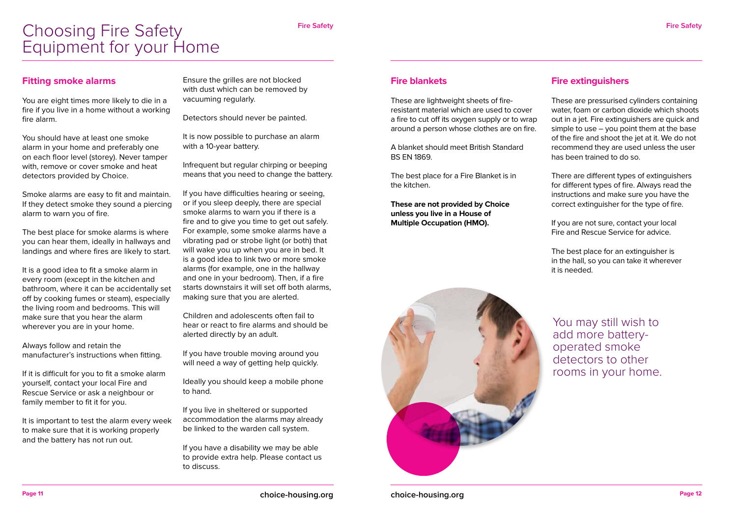# Choosing Fire Safety Equipment for your Home

## Fitting smoke alarms

You are eight times more likely to die in a fire if you live in a home without a working fire alarm.

You should have at least one smoke alarm in your home and preferably one on each floor level (storey). Never tamper with, remove or cover smoke and heat detectors provided by Choice.

Smoke alarms are easy to fit and maintain. If they detect smoke they sound a piercing alarm to warn you of fire.

The best place for smoke alarms is where you can hear them, ideally in hallways and landings and where fires are likely to start.

It is a good idea to fit a smoke alarm in every room (except in the kitchen and bathroom, where it can be accidentally set off by cooking fumes or steam), especially the living room and bedrooms. This will make sure that you hear the alarm wherever you are in your home.

Always follow and retain the manufacturer's instructions when fitting.

If it is difficult for you to fit a smoke alarm yourself, contact your local Fire and Rescue Service or ask a neighbour or family member to fit it for you.

It is important to test the alarm every week to make sure that it is working properly and the battery has not run out.

Ensure the grilles are not blocked with dust which can be removed by vacuuming regularly.

Detectors should never be painted.

It is now possible to purchase an alarm with a 10-year battery.

Infrequent but regular chirping or beeping means that you need to change the battery.

If you have difficulties hearing or seeing, or if you sleep deeply, there are special smoke alarms to warn you if there is a fire and to give you time to get out safely. For example, some smoke alarms have a vibrating pad or strobe light (or both) that will wake you up when you are in bed. It is a good idea to link two or more smoke alarms (for example, one in the hallway and one in your bedroom). Then, if a fire starts downstairs it will set off both alarms, making sure that you are alerted.

Children and adolescents often fail to hear or react to fire alarms and should be alerted directly by an adult.

If you have trouble moving around you will need a way of getting help quickly.

Ideally you should keep a mobile phone to hand.

If you live in sheltered or supported accommodation the alarms may already be linked to the warden call system.

If you have a disability we may be able to provide extra help. Please contact us to discuss.

## Fire blankets

These are lightweight sheets of fire-resistant material which are used to cover a fire to cut off its oxygen supply or to wrap around a person whose clothes are on fire.

A blanket should meet British Standard BS EN 1869.

The best place for a Fire Blanket is in the kitchen.

**These are not provided by Choice unless you live in a House of Multiple Occupation (HMO).**

## Fire extinguishers

These are pressurised cylinders containing water, foam or carbon dioxide which shoots out in a jet. Fire extinguishers are quick and simple to use – you point them at the base of the fire and shoot the jet at it. We do not recommend they are used unless the user has been trained to do so.

There are different types of extinguishers for different types of fire. Always read the instructions and make sure you have the correct extinguisher for the type of fire.

If you are not sure, contact your local Fire and Rescue Service for advice.

The best place for an extinguisher is in the hall, so you can take it wherever it is needed.

You may still wish to add more battery-operated smoke detectors to other rooms in your home.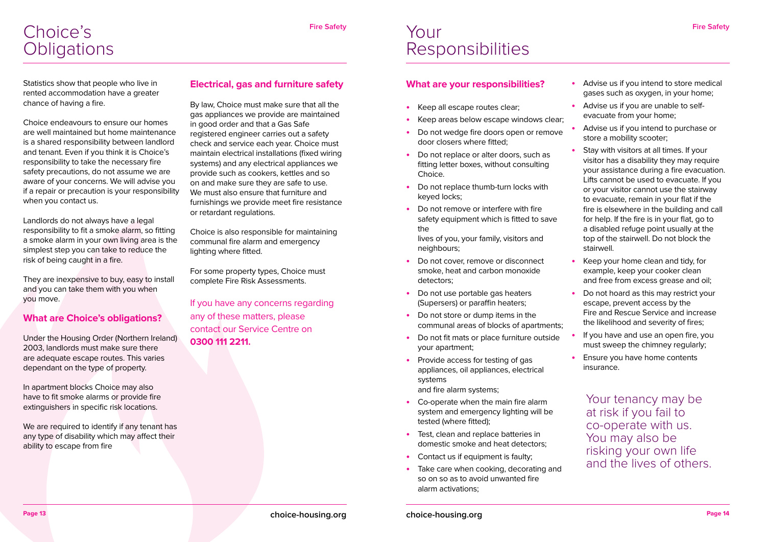# Choice's Obligations

Statistics show that people who live in rented accommodation have a greater chance of having a fire.

Choice endeavours to ensure our homes are well maintained but home maintenance is a shared responsibility between landlord and tenant. Even if you think it is Choice's responsibility to take the necessary fire safety precautions, do not assume we are aware of your concerns. We will advise you if a repair or precaution is your responsibility when you contact us.

Landlords do not always have a legal responsibility to fit a smoke alarm, so fitting a smoke alarm in your own living area is the simplest step you can take to reduce the risk of being caught in a fire.

They are inexpensive to buy, easy to install and you can take them with you when you move.

## What are Choice's obligations?

Under the Housing Order (Northern Ireland) 2003, landlords must make sure there are adequate escape routes. This varies dependant on the type of property.

In apartment blocks Choice may also have to fit smoke alarms or provide fire extinguishers in specific risk locations.

We are required to identify if any tenant has any type of disability which may affect their ability to escape from fire

## Electrical, gas and furniture safety

By law, Choice must make sure that all the gas appliances we provide are maintained in good order and that a Gas Safe registered engineer carries out a safety check and service each year. Choice must maintain electrical installations (fixed wiring systems) and any electrical appliances we provide such as cookers, kettles and so on and make sure they are safe to use. We must also ensure that furniture and furnishings we provide meet fire resistance or retardant regulations.

Choice is also responsible for maintaining communal fire alarm and emergency lighting where fitted.

For some property types, Choice must complete Fire Risk Assessments.

If you have any concerns regarding any of these matters, please contact our Service Centre on **0300 111 2211.**

# Your Responsibilities

## What are your responsibilities?

- Keep all escape routes clear;
- Keep areas below escape windows clear;
- Do not wedge fire doors open or remove door closers where fitted;
- Do not replace or alter doors, such as fitting letter boxes, without consulting Choice.
- Do not replace thumb-turn locks with keyed locks;
- Do not remove or interfere with fire safety equipment which is fitted to save the lives of you, your family, visitors and neighbours;
- Do not cover, remove or disconnect smoke, heat and carbon monoxide detectors;
- Do not use portable gas heaters (Supersers) or paraffin heaters;
- Do not store or dump items in the communal areas of blocks of apartments;
- Do not fit mats or place furniture outside your apartment;
- Provide access for testing of gas appliances, oil appliances, electrical systems and fire alarm systems;
- Co-operate when the main fire alarm system and emergency lighting will be tested (where fitted);
- Test, clean and replace batteries in domestic smoke and heat detectors;
- Contact us if equipment is faulty;
- Take care when cooking, decorating and so on so as to avoid unwanted fire alarm activations;
- Advise us if you intend to store medical gases such as oxygen, in your home;
- Advise us if you are unable to self-evacuate from your home;
- Advise us if you intend to purchase or store a mobility scooter;
- Stay with visitors at all times. If your visitor has a disability they may require your assistance during a fire evacuation. Lifts cannot be used to evacuate. If you or your visitor cannot use the stairway to evacuate, remain in your flat if the fire is elsewhere in the building and call for help. If the fire is in your flat, go to a disabled refuge point usually at the top of the stairwell. Do not block the stairwell.
- Keep your home clean and tidy, for example, keep your cooker clean and free from excess grease and oil;
- Do not hoard as this may restrict your escape, prevent access by the Fire and Rescue Service and increase the likelihood and severity of fires;
- If you have and use an open fire, you must sweep the chimney regularly;
- Ensure you have home contents insurance.

Your tenancy may be at risk if you fail to co-operate with us. You may also be risking your own life and the lives of others.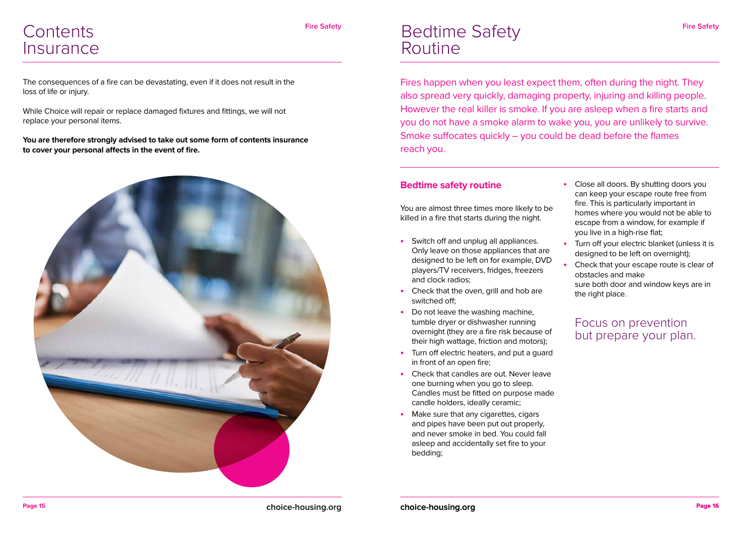# Contents Insurance

The consequences of a fire can be devastating, even if it does not result in the loss of life or injury.

While Choice will repair or replace damaged fixtures and fittings, we will not replace your personal items.

**You are therefore strongly advised to take out some form of contents insurance to cover your personal affects in the event of fire.**

# Bedtime Safety Routine

Fires happen when you least expect them, often during the night. They also spread very quickly, damaging property, injuring and killing people. However the real killer is smoke. If you are asleep when a fire starts and you do not have a smoke alarm to wake you, you are unlikely to survive. Smoke suffocates quickly – you could be dead before the flames reach you.

## Bedtime safety routine

You are almost three times more likely to be killed in a fire that starts during the night.

- Switch off and unplug all appliances. Only leave on those appliances that are designed to be left on for example, DVD players/TV receivers, fridges, freezers and clock radios;
- Check that the oven, grill and hob are switched off;
- Do not leave the washing machine, tumble dryer or dishwasher running overnight (they are a fire risk because of their high wattage, friction and motors);
- Turn off electric heaters, and put a guard in front of an open fire;
- Check that candles are out. Never leave one burning when you go to sleep. Candles must be fitted on purpose made candle holders, ideally ceramic;
- Make sure that any cigarettes, cigars and pipes have been put out properly, and never smoke in bed. You could fall asleep and accidentally set fire to your bedding;
- Close all doors. By shutting doors you can keep your escape route free from fire. This is particularly important in homes where you would not be able to escape from a window, for example if you live in a high-rise flat;
- Turn off your electric blanket (unless it is designed to be left on overnight);
- Check that your escape route is clear of obstacles and make sure both door and window keys are in the right place.

Focus on prevention but prepare your plan.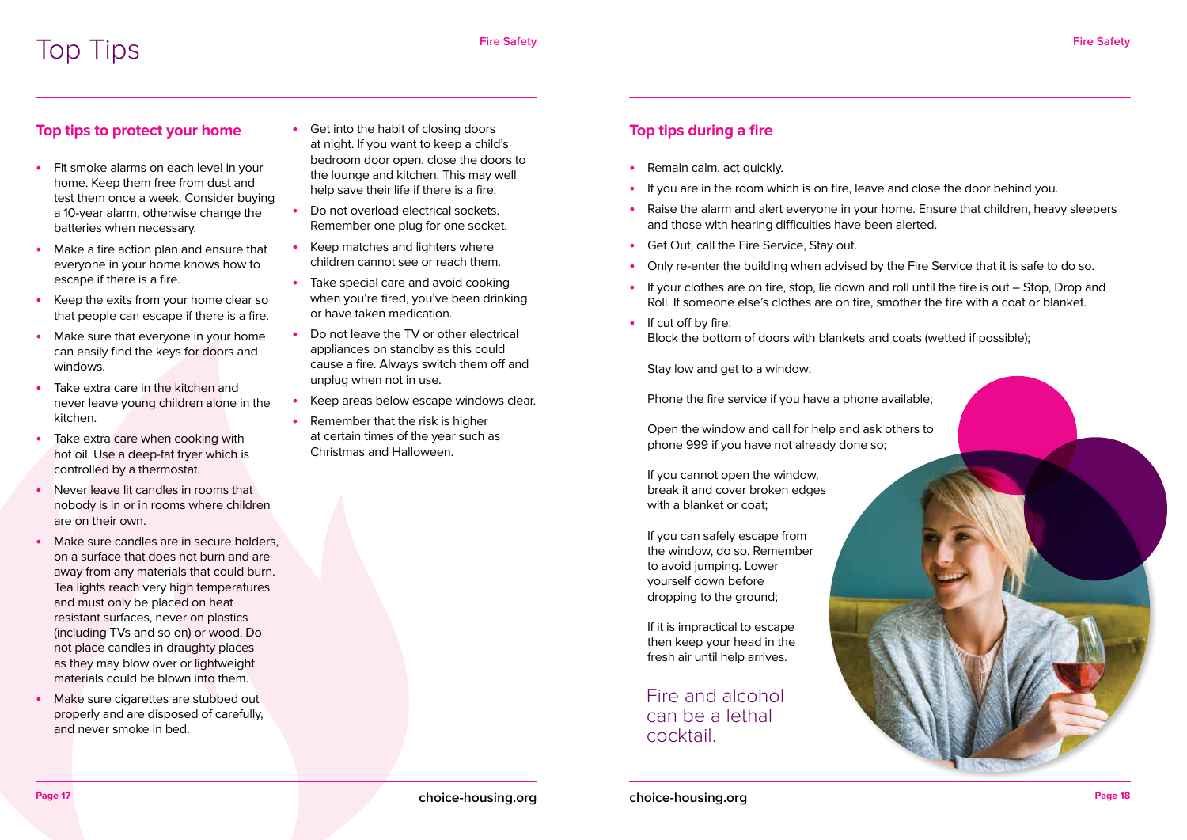# Top Tips

## Top tips to protect your home

- Fit smoke alarms on each level in your home. Keep them free from dust and test them once a week. Consider buying a 10-year alarm, otherwise change the batteries when necessary.
- Make a fire action plan and ensure that everyone in your home knows how to escape if there is a fire.
- Keep the exits from your home clear so that people can escape if there is a fire.
- Make sure that everyone in your home can easily find the keys for doors and windows.
- Take extra care in the kitchen and never leave young children alone in the kitchen.
- Take extra care when cooking with hot oil. Use a deep-fat fryer which is controlled by a thermostat.
- Never leave lit candles in rooms that nobody is in or in rooms where children are on their own.
- Make sure candles are in secure holders, on a surface that does not burn and are away from any materials that could burn. Tea lights reach very high temperatures and must only be placed on heat resistant surfaces, never on plastics (including TVs and so on) or wood. Do not place candles in draughty places as they may blow over or lightweight materials could be blown into them.
- Make sure cigarettes are stubbed out properly and are disposed of carefully, and never smoke in bed.
- Get into the habit of closing doors at night. If you want to keep a child's bedroom door open, close the doors to the lounge and kitchen. This may well help save their life if there is a fire.
- Do not overload electrical sockets. Remember one plug for one socket.
- Keep matches and lighters where children cannot see or reach them.
- Take special care and avoid cooking when you're tired, you've been drinking or have taken medication.
- Do not leave the TV or other electrical appliances on standby as this could cause a fire. Always switch them off and unplug when not in use.
- Keep areas below escape windows clear.
- Remember that the risk is higher at certain times of the year such as Christmas and Halloween.

## Top tips during a fire

- Remain calm, act quickly.
- If you are in the room which is on fire, leave and close the door behind you.
- Raise the alarm and alert everyone in your home. Ensure that children, heavy sleepers and those with hearing difficulties have been alerted.
- Get Out, call the Fire Service, Stay out.
- Only re-enter the building when advised by the Fire Service that it is safe to do so.
- If your clothes are on fire, stop, lie down and roll until the fire is out – Stop, Drop and Roll. If someone else's clothes are on fire, smother the fire with a coat or blanket.
- If cut off by fire:
  Block the bottom of doors with blankets and coats (wetted if possible);

  Stay low and get to a window;

  Phone the fire service if you have a phone available;

  Open the window and call for help and ask others to phone 999 if you have not already done so;

  If you cannot open the window, break it and cover broken edges with a blanket or coat;

  If you can safely escape from the window, do so. Remember to avoid jumping. Lower yourself down before dropping to the ground;

  If it is impractical to escape then keep your head in the fresh air until help arrives.

Fire and alcohol can be a lethal cocktail.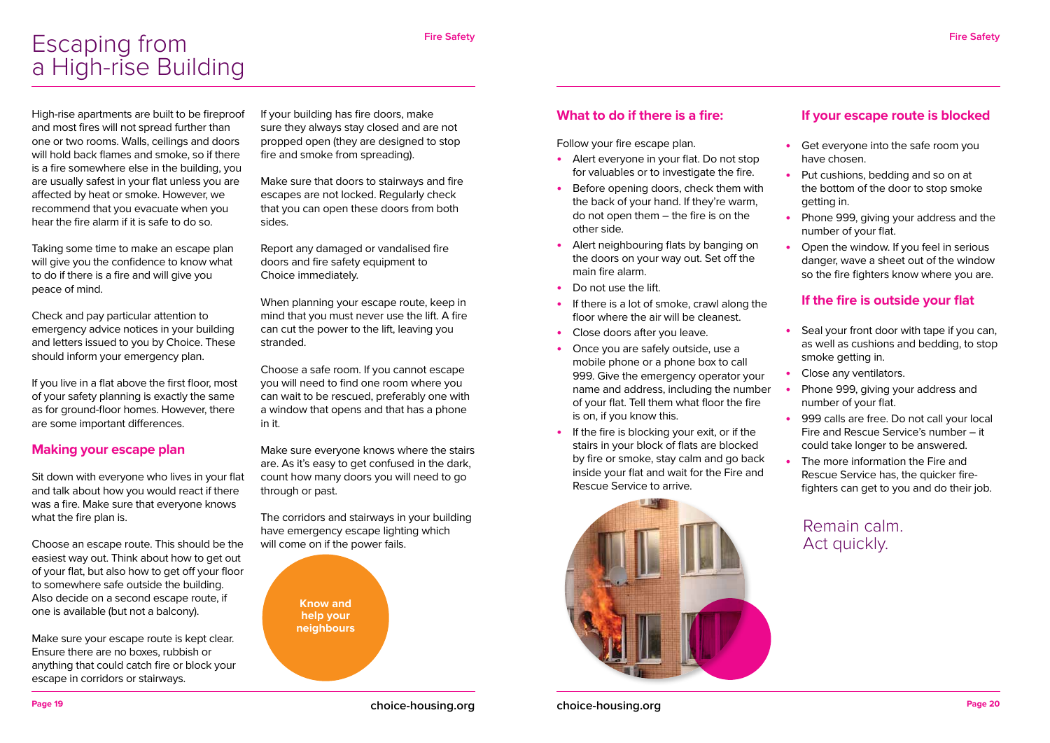# Escaping from a High-rise Building

High-rise apartments are built to be fireproof and most fires will not spread further than one or two rooms. Walls, ceilings and doors will hold back flames and smoke, so if there is a fire somewhere else in the building, you are usually safest in your flat unless you are affected by heat or smoke. However, we recommend that you evacuate when you hear the fire alarm if it is safe to do so.

Taking some time to make an escape plan will give you the confidence to know what to do if there is a fire and will give you peace of mind.

Check and pay particular attention to emergency advice notices in your building and letters issued to you by Choice. These should inform your emergency plan.

If you live in a flat above the first floor, most of your safety planning is exactly the same as for ground-floor homes. However, there are some important differences.

## Making your escape plan

Sit down with everyone who lives in your flat and talk about how you would react if there was a fire. Make sure that everyone knows what the fire plan is.

Choose an escape route. This should be the easiest way out. Think about how to get out of your flat, but also how to get off your floor to somewhere safe outside the building. Also decide on a second escape route, if one is available (but not a balcony).

Make sure your escape route is kept clear. Ensure there are no boxes, rubbish or anything that could catch fire or block your escape in corridors or stairways.

If your building has fire doors, make sure they always stay closed and are not propped open (they are designed to stop fire and smoke from spreading).

Make sure that doors to stairways and fire escapes are not locked. Regularly check that you can open these doors from both sides.

Report any damaged or vandalised fire doors and fire safety equipment to Choice immediately.

When planning your escape route, keep in mind that you must never use the lift. A fire can cut the power to the lift, leaving you stranded.

Choose a safe room. If you cannot escape you will need to find one room where you can wait to be rescued, preferably one with a window that opens and that has a phone in it.

Make sure everyone knows where the stairs are. As it's easy to get confused in the dark, count how many doors you will need to go through or past.

The corridors and stairways in your building have emergency escape lighting which will come on if the power fails.

**Know and help your neighbours**

## What to do if there is a fire:

Follow your fire escape plan.

- Alert everyone in your flat. Do not stop for valuables or to investigate the fire.
- Before opening doors, check them with the back of your hand. If they're warm, do not open them – the fire is on the other side.
- Alert neighbouring flats by banging on the doors on your way out. Set off the main fire alarm.
- Do not use the lift.
- If there is a lot of smoke, crawl along the floor where the air will be cleanest.
- Close doors after you leave.
- Once you are safely outside, use a mobile phone or a phone box to call 999. Give the emergency operator your name and address, including the number of your flat. Tell them what floor the fire is on, if you know this.
- If the fire is blocking your exit, or if the stairs in your block of flats are blocked by fire or smoke, stay calm and go back inside your flat and wait for the Fire and Rescue Service to arrive.

## If your escape route is blocked

- Get everyone into the safe room you have chosen.
- Put cushions, bedding and so on at the bottom of the door to stop smoke getting in.
- Phone 999, giving your address and the number of your flat.
- Open the window. If you feel in serious danger, wave a sheet out of the window so the fire fighters know where you are.

## If the fire is outside your flat

- Seal your front door with tape if you can, as well as cushions and bedding, to stop smoke getting in.
- Close any ventilators.
- Phone 999, giving your address and number of your flat.
- 999 calls are free. Do not call your local Fire and Rescue Service's number – it could take longer to be answered.
- The more information the Fire and Rescue Service has, the quicker fire-fighters can get to you and do their job.

Remain calm.
Act quickly.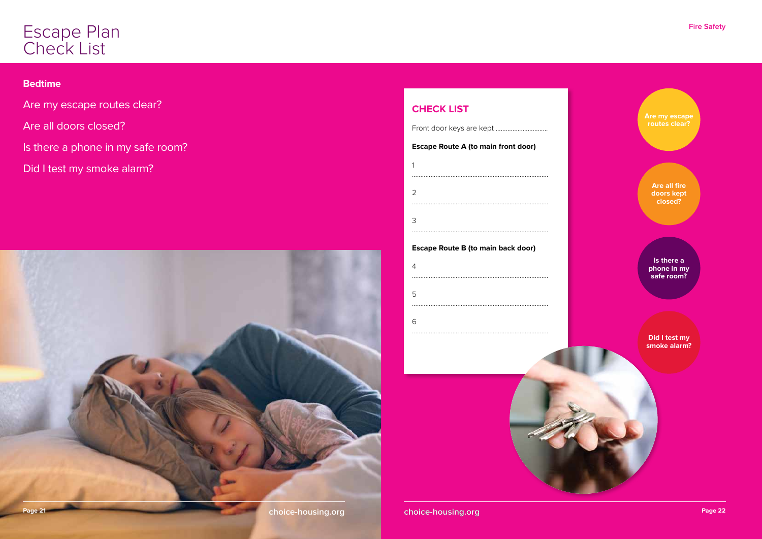# Escape Plan Check List

**Bedtime**

Are my escape routes clear?

Are all doors closed?

Is there a phone in my safe room?

Did I test my smoke alarm?

## CHECK LIST

Front door keys are kept ..............................

**Escape Route A (to main front door)**

1 ..............................................................................

2 ..............................................................................

3 ..............................................................................

**Escape Route B (to main back door)**

4 ..............................................................................

5 ..............................................................................

6 ..............................................................................

**Are my escape routes clear?**

**Are all fire doors kept closed?**

**Is there a phone in my safe room?**

**Did I test my smoke alarm?**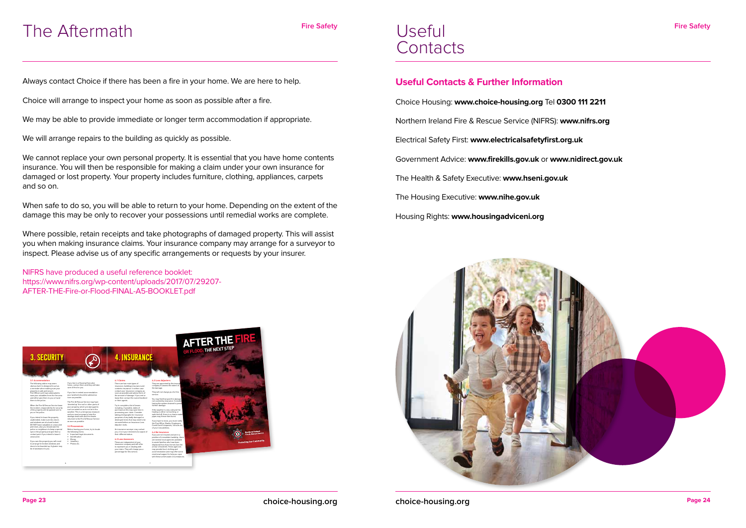# The Aftermath

Always contact Choice if there has been a fire in your home. We are here to help.

Choice will arrange to inspect your home as soon as possible after a fire.

We may be able to provide immediate or longer term accommodation if appropriate.

We will arrange repairs to the building as quickly as possible.

We cannot replace your own personal property. It is essential that you have home contents insurance. You will then be responsible for making a claim under your own insurance for damaged or lost property. Your property includes furniture, clothing, appliances, carpets and so on.

When safe to do so, you will be able to return to your home. Depending on the extent of the damage this may be only to recover your possessions until remedial works are complete.

Where possible, retain receipts and take photographs of damaged property. This will assist you when making insurance claims. Your insurance company may arrange for a surveyor to inspect. Please advise us of any specific arrangements or requests by your insurer.

NIFRS have produced a useful reference booklet:
https://www.nifrs.org/wp-content/uploads/2017/07/29207-AFTER-THE-Fire-or-Flood-FINAL-A5-BOOKLET.pdf

# Useful Contacts

## Useful Contacts & Further Information

Choice Housing: **www.choice-housing.org** Tel **0300 111 2211**

Northern Ireland Fire & Rescue Service (NIFRS): **www.nifrs.org**

Electrical Safety First: **www.electricalsafetyfirst.org.uk**

Government Advice: **www.firekills.gov.uk** or **www.nidirect.gov.uk**

The Health & Safety Executive: **www.hseni.gov.uk**

The Housing Executive: **www.nihe.gov.uk**

Housing Rights: **www.housingadviceni.org**